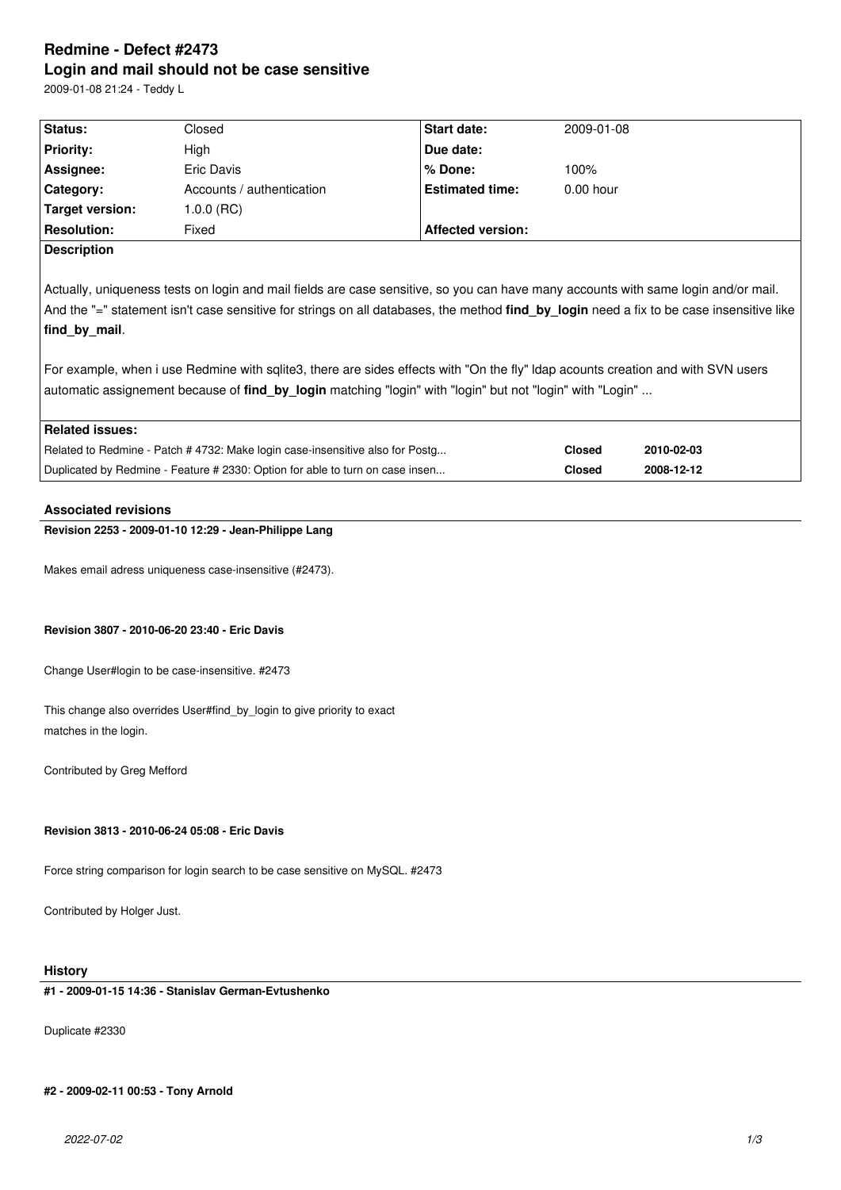# Redmine - Defect #2473

# Login and mail should not be case sensitive

2009-01-08 21:24 - Teddy L

| Status: | Closed | Start date: | 2009-01-08 |
|---|---|---|---|
| Priority: | High | Due date: | |
| Assignee: | Eric Davis | % Done: | 100% |
| Category: | Accounts / authentication | Estimated time: | 0.00 hour |
| Target version: | 1.0.0 (RC) | | |
| Resolution: | Fixed | Affected version: | |

**Description**

Actually, uniqueness tests on login and mail fields are case sensitive, so you can have many accounts with same login and/or mail. And the "=" statement isn't case sensitive for strings on all databases, the method **find_by_login** need a fix to be case insensitive like **find_by_mail**.

For example, when i use Redmine with sqlite3, there are sides effects with "On the fly" ldap acounts creation and with SVN users automatic assignement because of **find_by_login** matching "login" with "login" but not "login" with "Login" ...

**Related issues:**

| | | |
|---|---|---|
| Related to Redmine - Patch # 4732: Make login case-insensitive also for Postg... | **Closed** | **2010-02-03** |
| Duplicated by Redmine - Feature # 2330: Option for able to turn on case insen... | **Closed** | **2008-12-12** |

## Associated revisions

### Revision 2253 - 2009-01-10 12:29 - Jean-Philippe Lang

Makes email adress uniqueness case-insensitive (#2473).

### Revision 3807 - 2010-06-20 23:40 - Eric Davis

Change User#login to be case-insensitive. #2473

This change also overrides User#find_by_login to give priority to exact matches in the login.

Contributed by Greg Mefford

### Revision 3813 - 2010-06-24 05:08 - Eric Davis

Force string comparison for login search to be case sensitive on MySQL. #2473

Contributed by Holger Just.

## History

### #1 - 2009-01-15 14:36 - Stanislav German-Evtushenko

Duplicate #2330

### #2 - 2009-02-11 00:53 - Tony Arnold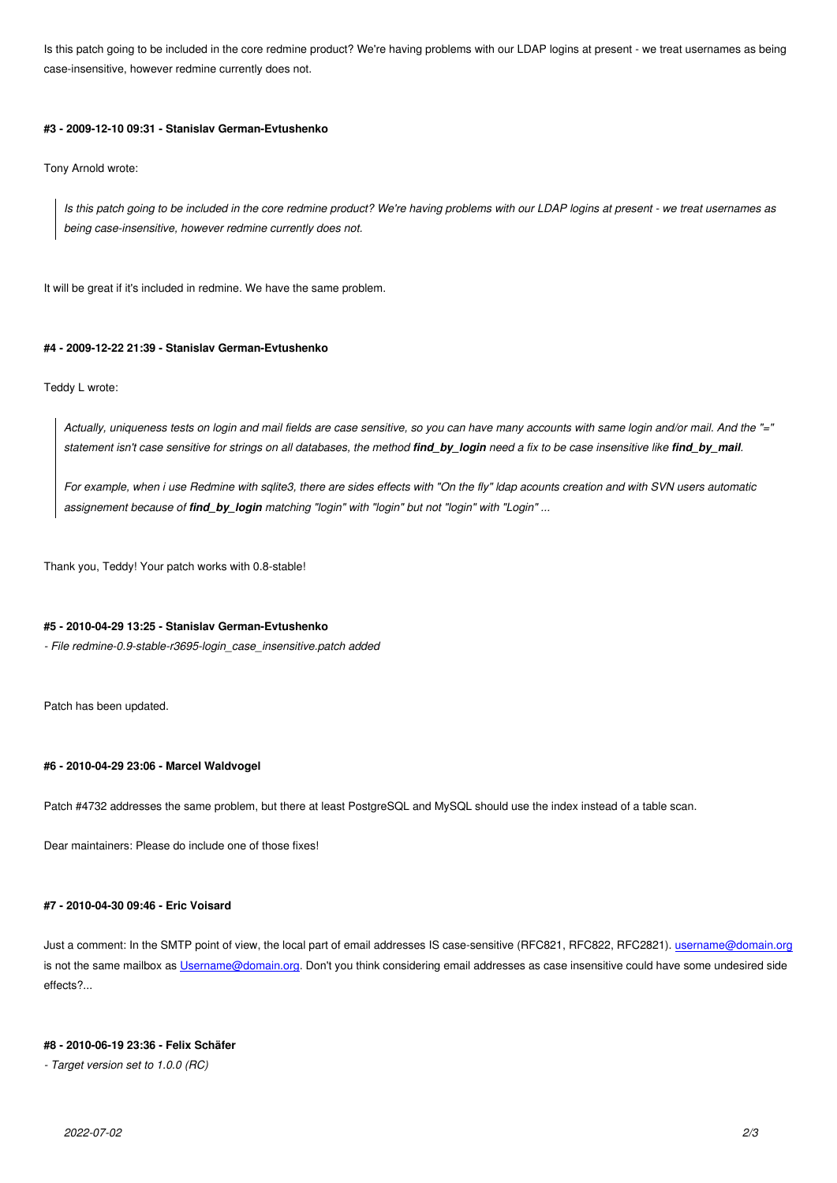Is this patch going to be included in the core redmine product? We're having problems with our LDAP logins at present - we treat usernames as being case-insensitive, however redmine currently does not.

#### #3 - 2009-12-10 09:31 - Stanislav German-Evtushenko

Tony Arnold wrote:

> *Is this patch going to be included in the core redmine product? We're having problems with our LDAP logins at present - we treat usernames as being case-insensitive, however redmine currently does not.*

It will be great if it's included in redmine. We have the same problem.

#### #4 - 2009-12-22 21:39 - Stanislav German-Evtushenko

Teddy L wrote:

> *Actually, uniqueness tests on login and mail fields are case sensitive, so you can have many accounts with same login and/or mail. And the "=" statement isn't case sensitive for strings on all databases, the method **find_by_login** need a fix to be case insensitive like **find_by_mail**.*
>
> *For example, when i use Redmine with sqlite3, there are sides effects with "On the fly" ldap acounts creation and with SVN users automatic assignement because of **find_by_login** matching "login" with "login" but not "login" with "Login" ...*

Thank you, Teddy! Your patch works with 0.8-stable!

#### #5 - 2010-04-29 13:25 - Stanislav German-Evtushenko

*- File redmine-0.9-stable-r3695-login_case_insensitive.patch added*

Patch has been updated.

#### #6 - 2010-04-29 23:06 - Marcel Waldvogel

Patch #4732 addresses the same problem, but there at least PostgreSQL and MySQL should use the index instead of a table scan.

Dear maintainers: Please do include one of those fixes!

#### #7 - 2010-04-30 09:46 - Eric Voisard

Just a comment: In the SMTP point of view, the local part of email addresses IS case-sensitive (RFC821, RFC822, RFC2821). username@domain.org is not the same mailbox as Username@domain.org. Don't you think considering email addresses as case insensitive could have some undesired side effects?...

#### #8 - 2010-06-19 23:36 - Felix Schäfer

*- Target version set to 1.0.0 (RC)*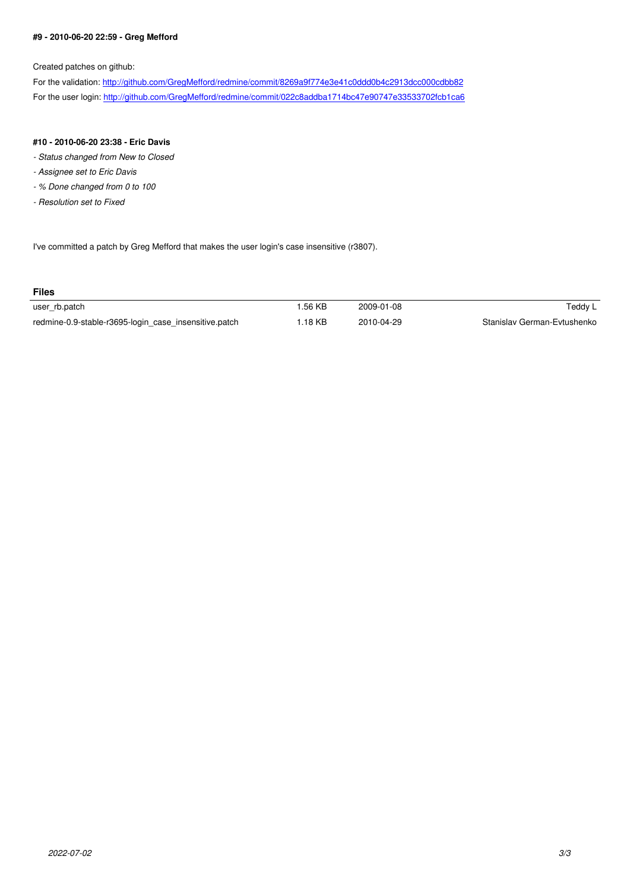#### #9 - 2010-06-20 22:59 - Greg Mefford

Created patches on github:

For the validation: http://github.com/GregMefford/redmine/commit/8269a9f774e3e41c0ddd0b4c2913dcc000cdbb82

For the user login: http://github.com/GregMefford/redmine/commit/022c8addba1714bc47e90747e33533702fcb1ca6

#### #10 - 2010-06-20 23:38 - Eric Davis

- *Status changed from New to Closed*
- *Assignee set to Eric Davis*
- *% Done changed from 0 to 100*
- *Resolution set to Fixed*

I've committed a patch by Greg Mefford that makes the user login's case insensitive (r3807).

### Files

| | | | |
|---|---|---|---|
| user_rb.patch | 1.56 KB | 2009-01-08 | Teddy L |
| redmine-0.9-stable-r3695-login_case_insensitive.patch | 1.18 KB | 2010-04-29 | Stanislav German-Evtushenko |